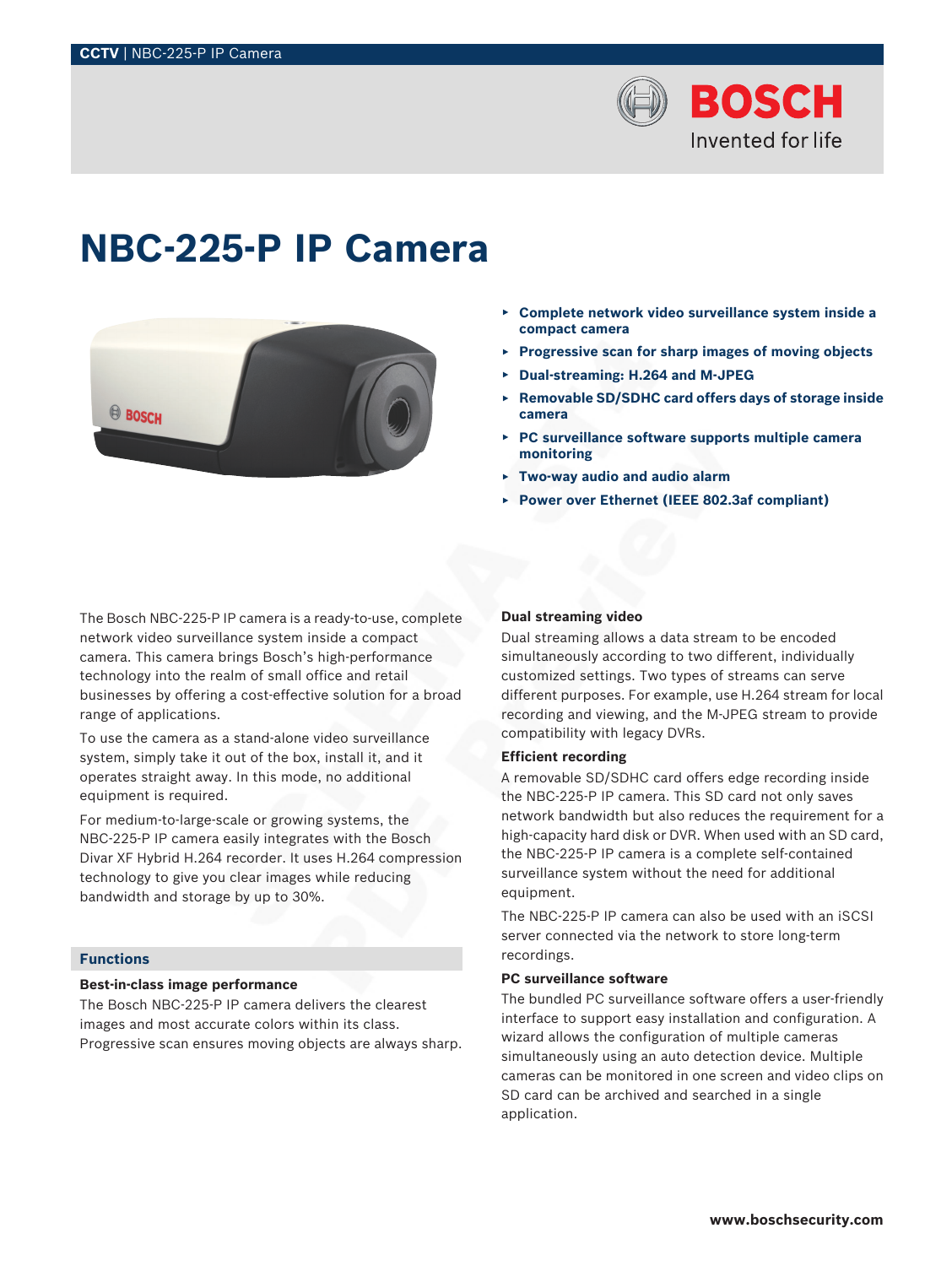# NBC-225-P IP Camera

- **Complete network video surveillance system inside a compact camera**
- **Progressive scan for sharp images of moving objects**
- **Dual-streaming: H.264 and M-JPEG**
- **Removable SD/SDHC card offers days of storage inside camera**
- **PC surveillance software supports multiple camera monitoring**
- **Two-way audio and audio alarm**
- **Power over Ethernet (IEEE 802.3af compliant)**

The Bosch NBC-225-P IP camera is a ready-to-use, complete network video surveillance system inside a compact camera. This camera brings Bosch's high-performance technology into the realm of small office and retail businesses by offering a cost-effective solution for a broad range of applications.

To use the camera as a stand-alone video surveillance system, simply take it out of the box, install it, and it operates straight away. In this mode, no additional equipment is required.

For medium-to-large-scale or growing systems, the NBC-225-P IP camera easily integrates with the Bosch Divar XF Hybrid H.264 recorder. It uses H.264 compression technology to give you clear images while reducing bandwidth and storage by up to 30%.

## Functions

### Best-in-class image performance

The Bosch NBC-225-P IP camera delivers the clearest images and most accurate colors within its class. Progressive scan ensures moving objects are always sharp.

### Dual streaming video

Dual streaming allows a data stream to be encoded simultaneously according to two different, individually customized settings. Two types of streams can serve different purposes. For example, use H.264 stream for local recording and viewing, and the M-JPEG stream to provide compatibility with legacy DVRs.

### Efficient recording

A removable SD/SDHC card offers edge recording inside the NBC-225-P IP camera. This SD card not only saves network bandwidth but also reduces the requirement for a high-capacity hard disk or DVR. When used with an SD card, the NBC-225-P IP camera is a complete self-contained surveillance system without the need for additional equipment.

The NBC-225-P IP camera can also be used with an iSCSI server connected via the network to store long-term recordings.

### PC surveillance software

The bundled PC surveillance software offers a user-friendly interface to support easy installation and configuration. A wizard allows the configuration of multiple cameras simultaneously using an auto detection device. Multiple cameras can be monitored in one screen and video clips on SD card can be archived and searched in a single application.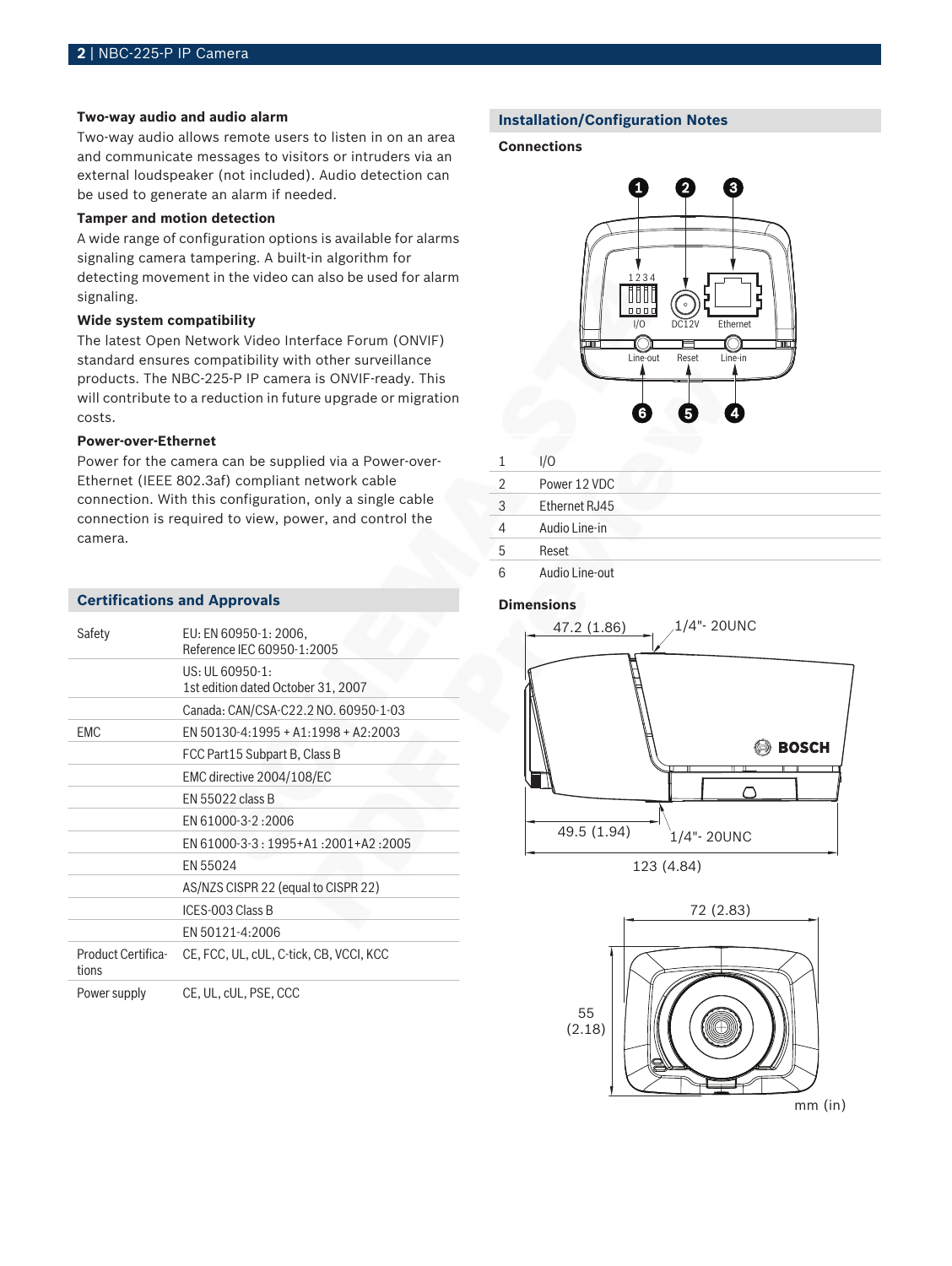### Two-way audio and audio alarm

Two-way audio allows remote users to listen in on an area and communicate messages to visitors or intruders via an external loudspeaker (not included). Audio detection can be used to generate an alarm if needed.

### Tamper and motion detection

A wide range of configuration options is available for alarms signaling camera tampering. A built-in algorithm for detecting movement in the video can also be used for alarm signaling.

### Wide system compatibility

The latest Open Network Video Interface Forum (ONVIF) standard ensures compatibility with other surveillance products. The NBC-225-P IP camera is ONVIF-ready. This will contribute to a reduction in future upgrade or migration costs.

### Power-over-Ethernet

Power for the camera can be supplied via a Power-over-Ethernet (IEEE 802.3af) compliant network cable connection. With this configuration, only a single cable connection is required to view, power, and control the camera.

## Certifications and Approvals

| | |
|---|---|
| Safety | EU: EN 60950-1: 2006, Reference IEC 60950-1:2005 |
| | US: UL 60950-1: 1st edition dated October 31, 2007 |
| | Canada: CAN/CSA-C22.2 NO. 60950-1-03 |
| EMC | EN 50130-4:1995 + A1:1998 + A2:2003 |
| | FCC Part15 Subpart B, Class B |
| | EMC directive 2004/108/EC |
| | EN 55022 class B |
| | EN 61000-3-2 :2006 |
| | EN 61000-3-3 : 1995+A1 :2001+A2 :2005 |
| | EN 55024 |
| | AS/NZS CISPR 22 (equal to CISPR 22) |
| | ICES-003 Class B |
| | EN 50121-4:2006 |
| Product Certifications | CE, FCC, UL, cUL, C-tick, CB, VCCI, KCC |
| Power supply | CE, UL, cUL, PSE, CCC |

## Installation/Configuration Notes

### Connections

1 2 3

1234
I/O DC12V Ethernet
Line-out Reset Line-in

6 5 4

| | |
|---|---|
| 1 | I/O |
| 2 | Power 12 VDC |
| 3 | Ethernet RJ45 |
| 4 | Audio Line-in |
| 5 | Reset |
| 6 | Audio Line-out |

### Dimensions

47.2 (1.86)
1/4"- 20UNC
BOSCH
49.5 (1.94)
1/4"- 20UNC
123 (4.84)

72 (2.83)
55 (2.18)

mm (in)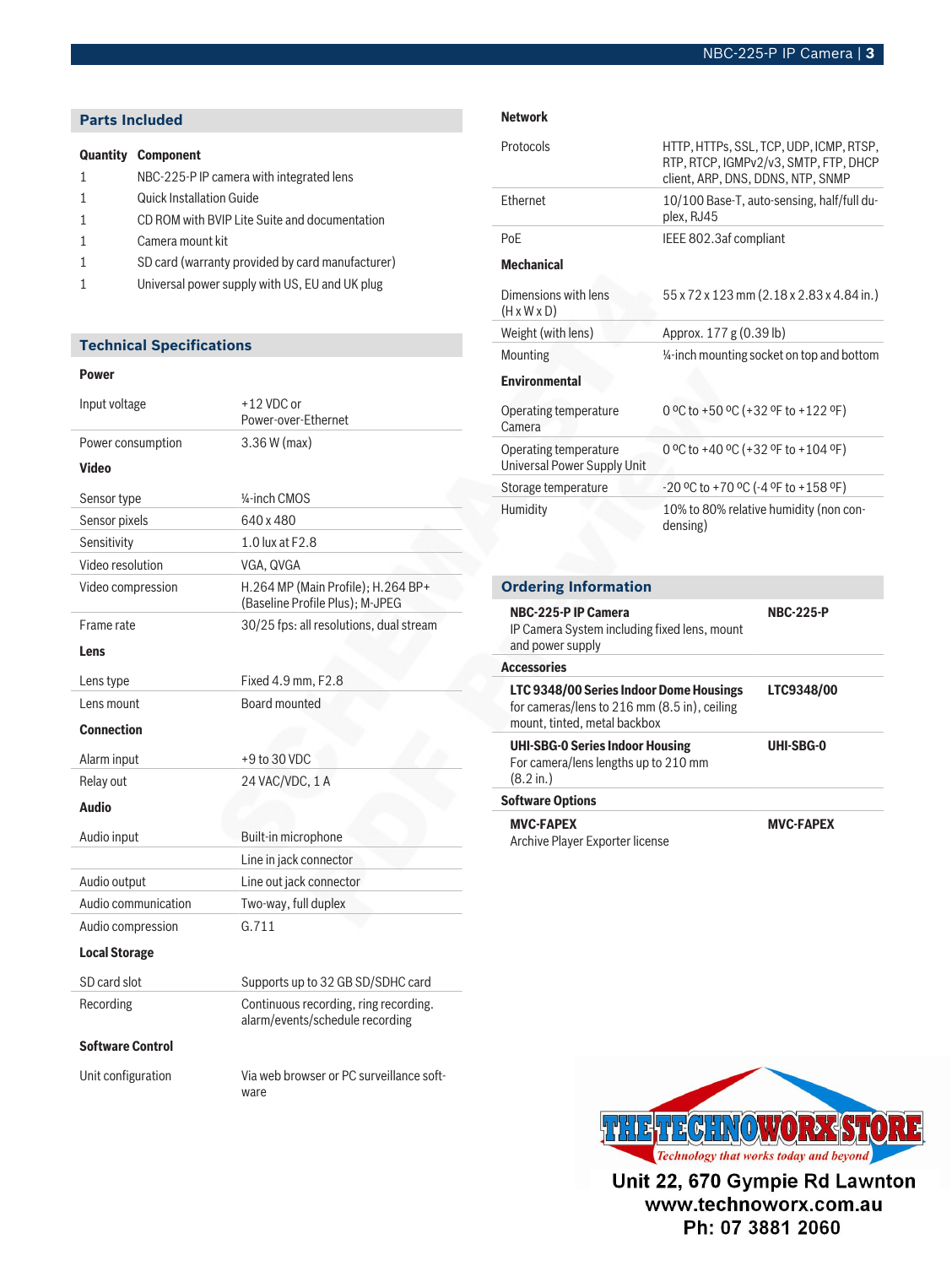## Parts Included

| Quantity | Component |
|---|---|
| 1 | NBC-225-P IP camera with integrated lens |
| 1 | Quick Installation Guide |
| 1 | CD ROM with BVIP Lite Suite and documentation |
| 1 | Camera mount kit |
| 1 | SD card (warranty provided by card manufacturer) |
| 1 | Universal power supply with US, EU and UK plug |

## Technical Specifications

### Power

| | |
|---|---|
| Input voltage | +12 VDC or Power-over-Ethernet |
| Power consumption | 3.36 W (max) |

### Video

| | |
|---|---|
| Sensor type | ¼-inch CMOS |
| Sensor pixels | 640 x 480 |
| Sensitivity | 1.0 lux at F2.8 |
| Video resolution | VGA, QVGA |
| Video compression | H.264 MP (Main Profile); H.264 BP+ (Baseline Profile Plus); M-JPEG |
| Frame rate | 30/25 fps: all resolutions, dual stream |

### Lens

| | |
|---|---|
| Lens type | Fixed 4.9 mm, F2.8 |
| Lens mount | Board mounted |

### Connection

| | |
|---|---|
| Alarm input | +9 to 30 VDC |
| Relay out | 24 VAC/VDC, 1 A |

### Audio

| | |
|---|---|
| Audio input | Built-in microphone |
| | Line in jack connector |
| Audio output | Line out jack connector |
| Audio communication | Two-way, full duplex |
| Audio compression | G.711 |

### Local Storage

| | |
|---|---|
| SD card slot | Supports up to 32 GB SD/SDHC card |
| Recording | Continuous recording, ring recording. alarm/events/schedule recording |

### Software Control

| | |
|---|---|
| Unit configuration | Via web browser or PC surveillance software |

### Network

| | |
|---|---|
| Protocols | HTTP, HTTPs, SSL, TCP, UDP, ICMP, RTSP, RTP, RTCP, IGMPv2/v3, SMTP, FTP, DHCP client, ARP, DNS, DDNS, NTP, SNMP |
| Ethernet | 10/100 Base-T, auto-sensing, half/full duplex, RJ45 |
| PoE | IEEE 802.3af compliant |

### Mechanical

| | |
|---|---|
| Dimensions with lens (H x W x D) | 55 x 72 x 123 mm (2.18 x 2.83 x 4.84 in.) |
| Weight (with lens) | Approx. 177 g (0.39 lb) |
| Mounting | ¼-inch mounting socket on top and bottom |

### Environmental

| | |
|---|---|
| Operating temperature Camera | 0 ºC to +50 ºC (+32 ºF to +122 ºF) |
| Operating temperature Universal Power Supply Unit | 0 ºC to +40 ºC (+32 ºF to +104 ºF) |
| Storage temperature | -20 ºC to +70 ºC (-4 ºF to +158 ºF) |
| Humidity | 10% to 80% relative humidity (non condensing) |

## Ordering Information

| | |
|---|---|
| **NBC-225-P IP Camera**<br>IP Camera System including fixed lens, mount and power supply | **NBC-225-P** |
| **Accessories** | |
| **LTC 9348/00 Series Indoor Dome Housings**<br>for cameras/lens to 216 mm (8.5 in), ceiling mount, tinted, metal backbox | **LTC9348/00** |
| **UHI-SBG-0 Series Indoor Housing**<br>For camera/lens lengths up to 210 mm (8.2 in.) | **UHI-SBG-0** |
| **Software Options** | |
| **MVC-FAPEX**<br>Archive Player Exporter license | **MVC-FAPEX** |

THE TECHNOWORX STORE
*Technology that works today and beyond*

**Unit 22, 670 Gympie Rd Lawnton**
**www.technoworx.com.au**
**Ph: 07 3881 2060**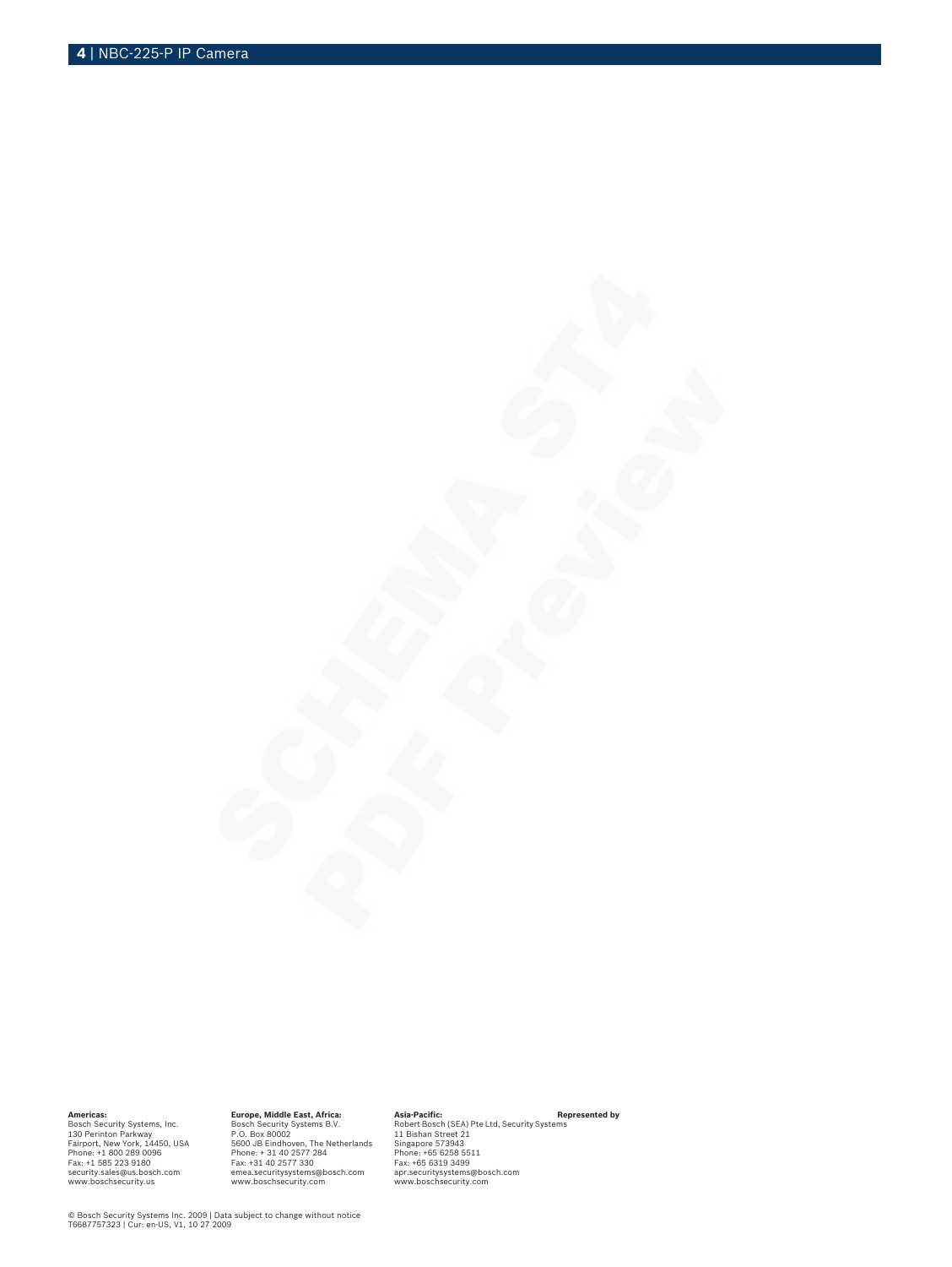**Americas:**
Bosch Security Systems, Inc.
130 Perinton Parkway
Fairport, New York, 14450, USA
Phone: +1 800 289 0096
Fax: +1 585 223 9180
security.sales@us.bosch.com
www.boschsecurity.us

**Europe, Middle East, Africa:**
Bosch Security Systems B.V.
P.O. Box 80002
5600 JB Eindhoven, The Netherlands
Phone: + 31 40 2577 284
Fax: +31 40 2577 330
emea.securitysystems@bosch.com
www.boschsecurity.com

**Asia-Pacific:**
Robert Bosch (SEA) Pte Ltd, Security Systems
11 Bishan Street 21
Singapore 573943
Phone: +65 6258 5511
Fax: +65 6319 3499
apr.securitysystems@bosch.com
www.boschsecurity.com

**Represented by**

© Bosch Security Systems Inc. 2009 | Data subject to change without notice
T6687757323 | Cur: en-US, V1, 10 27 2009